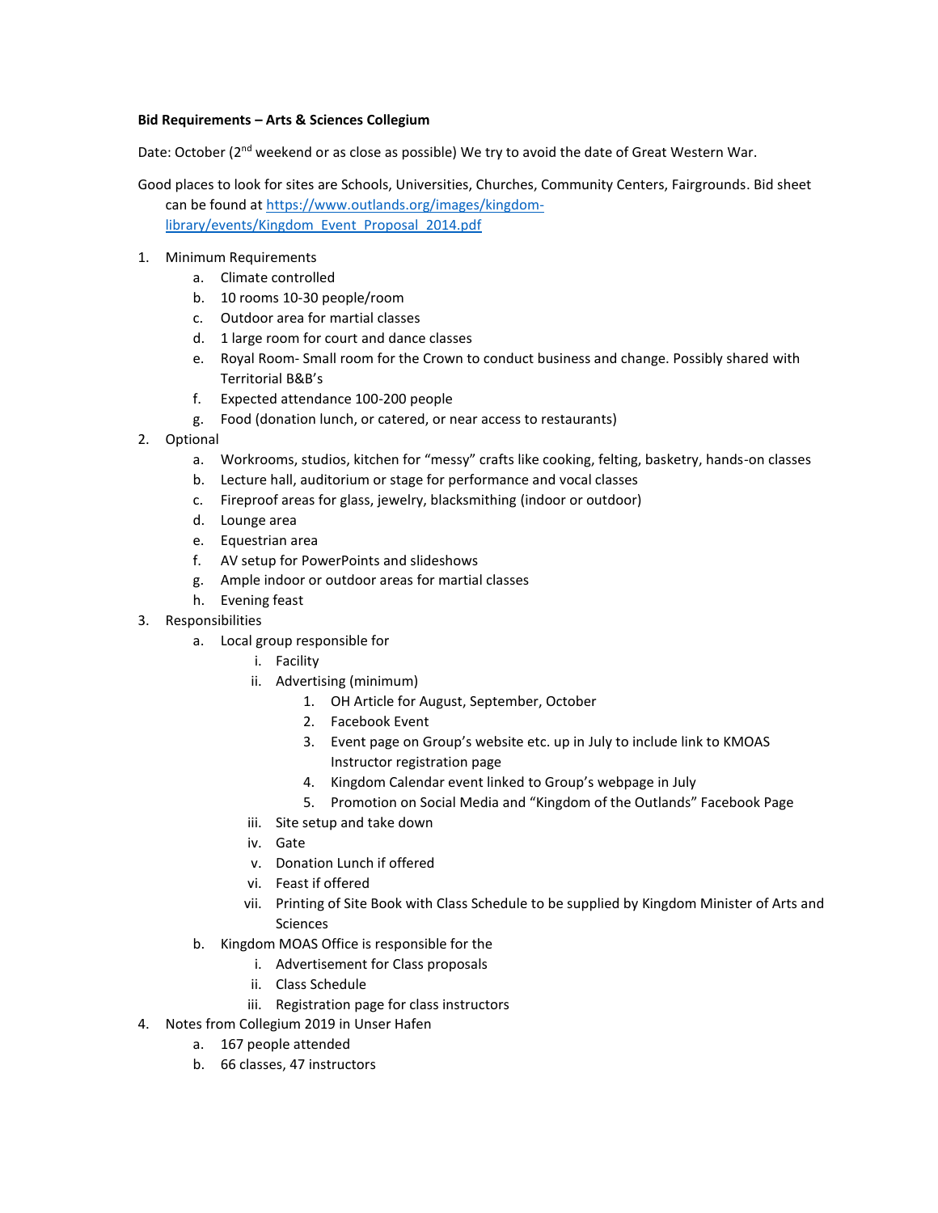**Bid Requirements – Arts & Sciences Collegium**

Date: October (2nd weekend or as close as possible) We try to avoid the date of Great Western War.

Good places to look for sites are Schools, Universities, Churches, Community Centers, Fairgrounds. Bid sheet can be found at [https://www.outlands.org/images/kingdom-library/events/Kingdom_Event_Proposal_2014.pdf](https://www.outlands.org/images/kingdom-library/events/Kingdom_Event_Proposal_2014.pdf)

1. Minimum Requirements
   a. Climate controlled
   b. 10 rooms 10-30 people/room
   c. Outdoor area for martial classes
   d. 1 large room for court and dance classes
   e. Royal Room- Small room for the Crown to conduct business and change. Possibly shared with Territorial B&B's
   f. Expected attendance 100-200 people
   g. Food (donation lunch, or catered, or near access to restaurants)
2. Optional
   a. Workrooms, studios, kitchen for "messy" crafts like cooking, felting, basketry, hands-on classes
   b. Lecture hall, auditorium or stage for performance and vocal classes
   c. Fireproof areas for glass, jewelry, blacksmithing (indoor or outdoor)
   d. Lounge area
   e. Equestrian area
   f. AV setup for PowerPoints and slideshows
   g. Ample indoor or outdoor areas for martial classes
   h. Evening feast
3. Responsibilities
   a. Local group responsible for
      i. Facility
      ii. Advertising (minimum)
         1. OH Article for August, September, October
         2. Facebook Event
         3. Event page on Group's website etc. up in July to include link to KMOAS Instructor registration page
         4. Kingdom Calendar event linked to Group's webpage in July
         5. Promotion on Social Media and "Kingdom of the Outlands" Facebook Page
      iii. Site setup and take down
      iv. Gate
      v. Donation Lunch if offered
      vi. Feast if offered
      vii. Printing of Site Book with Class Schedule to be supplied by Kingdom Minister of Arts and Sciences
   b. Kingdom MOAS Office is responsible for the
      i. Advertisement for Class proposals
      ii. Class Schedule
      iii. Registration page for class instructors
4. Notes from Collegium 2019 in Unser Hafen
   a. 167 people attended
   b. 66 classes, 47 instructors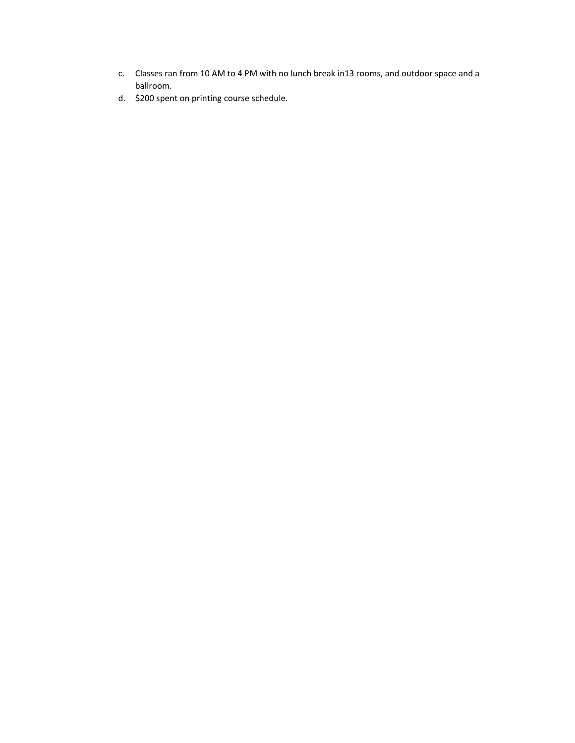c. Classes ran from 10 AM to 4 PM with no lunch break in13 rooms, and outdoor space and a ballroom.
d. $200 spent on printing course schedule.